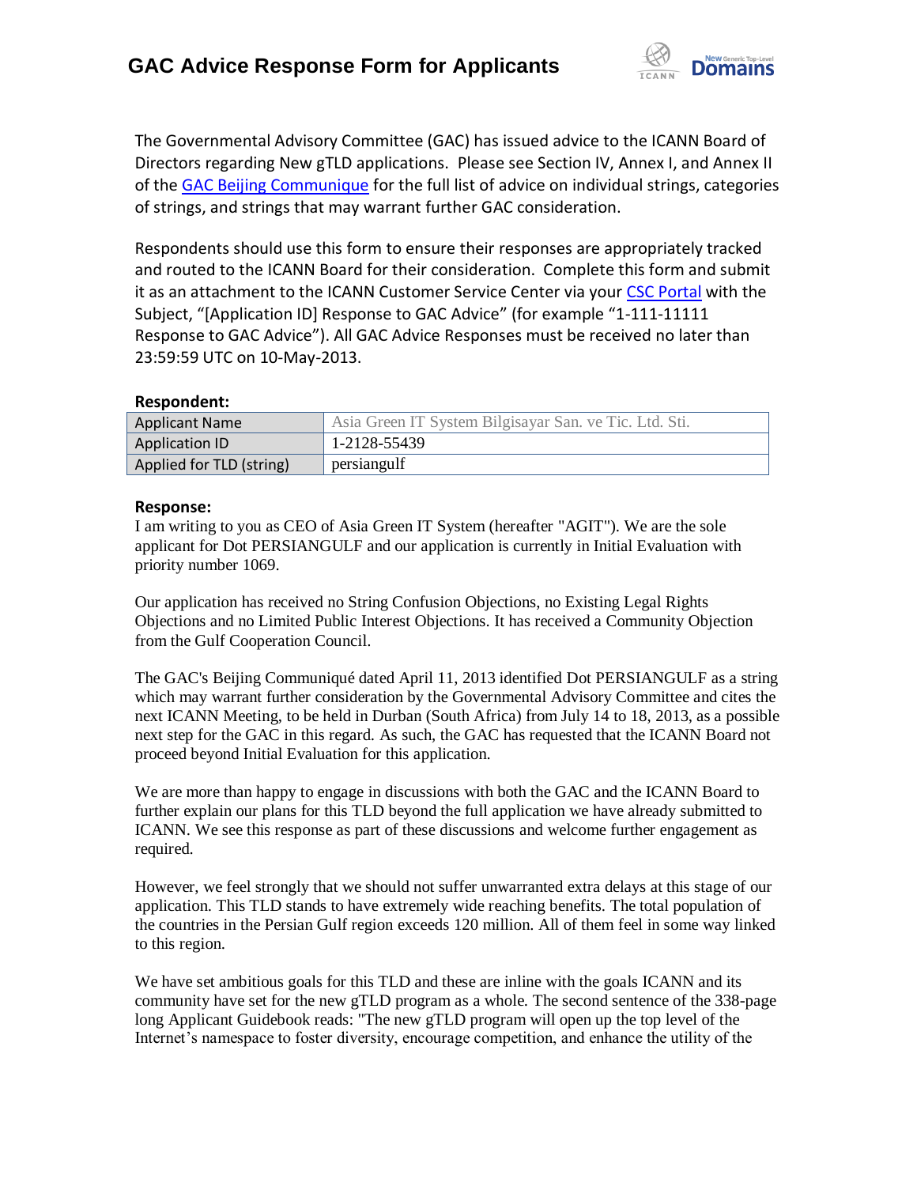# GAC Advice Response Form for Applicants

The Governmental Advisory Committee (GAC) has issued advice to the ICANN Board of Directors regarding New gTLD applications. Please see Section IV, Annex I, and Annex II of the GAC Beijing Communique for the full list of advice on individual strings, categories of strings, and strings that may warrant further GAC consideration.

Respondents should use this form to ensure their responses are appropriately tracked and routed to the ICANN Board for their consideration. Complete this form and submit it as an attachment to the ICANN Customer Service Center via your CSC Portal with the Subject, "[Application ID] Response to GAC Advice" (for example "1-111-11111 Response to GAC Advice"). All GAC Advice Responses must be received no later than 23:59:59 UTC on 10-May-2013.

**Respondent:**

| Applicant Name | Asia Green IT System Bilgisayar San. ve Tic. Ltd. Sti. |
|---|---|
| Application ID | 1-2128-55439 |
| Applied for TLD (string) | persiangulf |

**Response:**

I am writing to you as CEO of Asia Green IT System (hereafter "AGIT"). We are the sole applicant for Dot PERSIANGULF and our application is currently in Initial Evaluation with priority number 1069.

Our application has received no String Confusion Objections, no Existing Legal Rights Objections and no Limited Public Interest Objections. It has received a Community Objection from the Gulf Cooperation Council.

The GAC's Beijing Communiqué dated April 11, 2013 identified Dot PERSIANGULF as a string which may warrant further consideration by the Governmental Advisory Committee and cites the next ICANN Meeting, to be held in Durban (South Africa) from July 14 to 18, 2013, as a possible next step for the GAC in this regard. As such, the GAC has requested that the ICANN Board not proceed beyond Initial Evaluation for this application.

We are more than happy to engage in discussions with both the GAC and the ICANN Board to further explain our plans for this TLD beyond the full application we have already submitted to ICANN. We see this response as part of these discussions and welcome further engagement as required.

However, we feel strongly that we should not suffer unwarranted extra delays at this stage of our application. This TLD stands to have extremely wide reaching benefits. The total population of the countries in the Persian Gulf region exceeds 120 million. All of them feel in some way linked to this region.

We have set ambitious goals for this TLD and these are inline with the goals ICANN and its community have set for the new gTLD program as a whole. The second sentence of the 338-page long Applicant Guidebook reads: "The new gTLD program will open up the top level of the Internet's namespace to foster diversity, encourage competition, and enhance the utility of the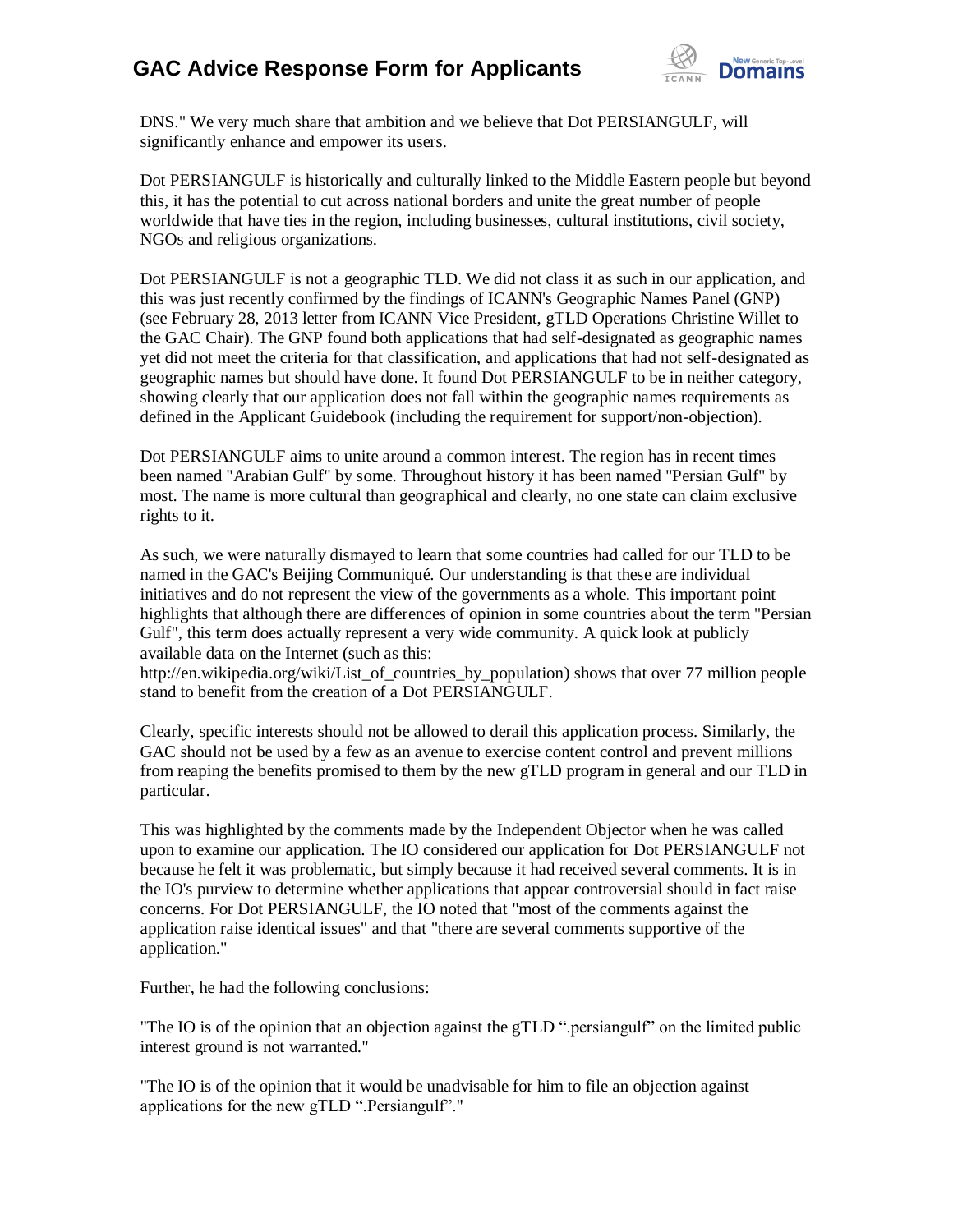DNS." We very much share that ambition and we believe that Dot PERSIANGULF, will significantly enhance and empower its users.

Dot PERSIANGULF is historically and culturally linked to the Middle Eastern people but beyond this, it has the potential to cut across national borders and unite the great number of people worldwide that have ties in the region, including businesses, cultural institutions, civil society, NGOs and religious organizations.

Dot PERSIANGULF is not a geographic TLD. We did not class it as such in our application, and this was just recently confirmed by the findings of ICANN's Geographic Names Panel (GNP) (see February 28, 2013 letter from ICANN Vice President, gTLD Operations Christine Willet to the GAC Chair). The GNP found both applications that had self-designated as geographic names yet did not meet the criteria for that classification, and applications that had not self-designated as geographic names but should have done. It found Dot PERSIANGULF to be in neither category, showing clearly that our application does not fall within the geographic names requirements as defined in the Applicant Guidebook (including the requirement for support/non-objection).

Dot PERSIANGULF aims to unite around a common interest. The region has in recent times been named "Arabian Gulf" by some. Throughout history it has been named "Persian Gulf" by most. The name is more cultural than geographical and clearly, no one state can claim exclusive rights to it.

As such, we were naturally dismayed to learn that some countries had called for our TLD to be named in the GAC's Beijing Communiqué. Our understanding is that these are individual initiatives and do not represent the view of the governments as a whole. This important point highlights that although there are differences of opinion in some countries about the term "Persian Gulf", this term does actually represent a very wide community. A quick look at publicly available data on the Internet (such as this: http://en.wikipedia.org/wiki/List_of_countries_by_population) shows that over 77 million people stand to benefit from the creation of a Dot PERSIANGULF.

Clearly, specific interests should not be allowed to derail this application process. Similarly, the GAC should not be used by a few as an avenue to exercise content control and prevent millions from reaping the benefits promised to them by the new gTLD program in general and our TLD in particular.

This was highlighted by the comments made by the Independent Objector when he was called upon to examine our application. The IO considered our application for Dot PERSIANGULF not because he felt it was problematic, but simply because it had received several comments. It is in the IO's purview to determine whether applications that appear controversial should in fact raise concerns. For Dot PERSIANGULF, the IO noted that "most of the comments against the application raise identical issues" and that "there are several comments supportive of the application."

Further, he had the following conclusions:

"The IO is of the opinion that an objection against the gTLD ".persiangulf" on the limited public interest ground is not warranted."

"The IO is of the opinion that it would be unadvisable for him to file an objection against applications for the new gTLD ".Persiangulf"."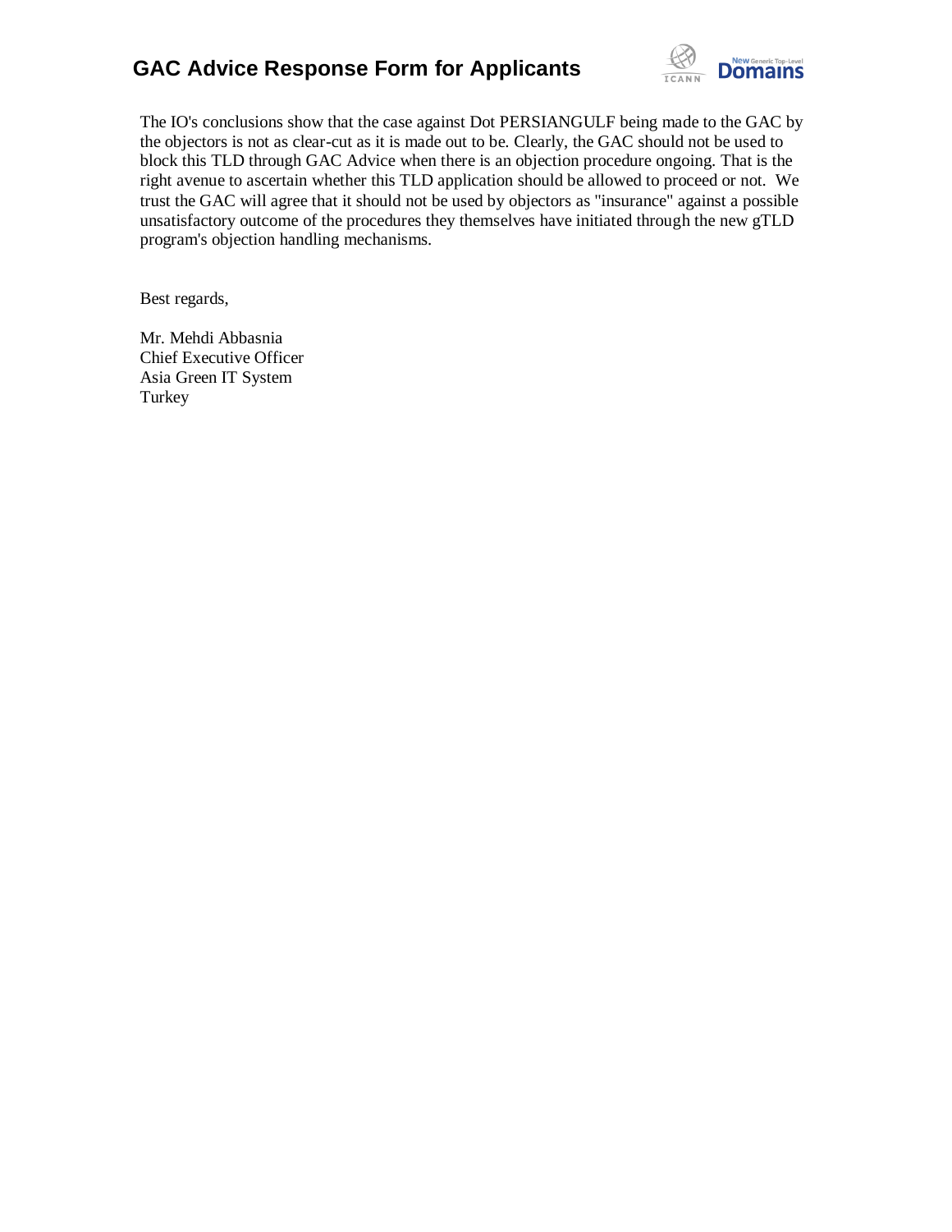The IO's conclusions show that the case against Dot PERSIANGULF being made to the GAC by the objectors is not as clear-cut as it is made out to be. Clearly, the GAC should not be used to block this TLD through GAC Advice when there is an objection procedure ongoing. That is the right avenue to ascertain whether this TLD application should be allowed to proceed or not. We trust the GAC will agree that it should not be used by objectors as "insurance" against a possible unsatisfactory outcome of the procedures they themselves have initiated through the new gTLD program's objection handling mechanisms.

Best regards,

Mr. Mehdi Abbasnia
Chief Executive Officer
Asia Green IT System
Turkey